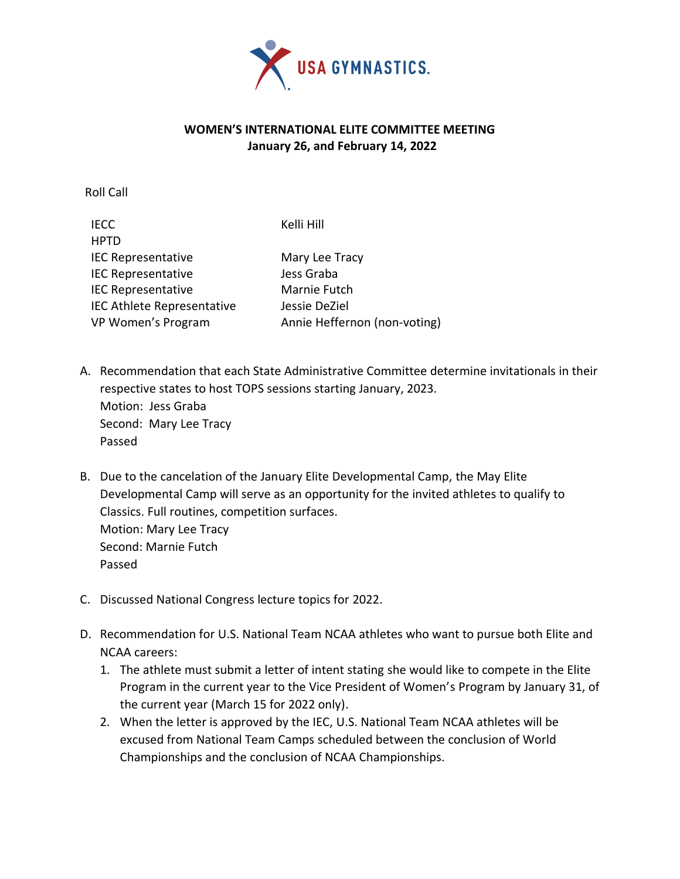USA GYMNASTICS.

**WOMEN'S INTERNATIONAL ELITE COMMITTEE MEETING**
**January 26, and February 14, 2022**

Roll Call

| | |
|---|---|
| IECC | Kelli Hill |
| HPTD | |
| IEC Representative | Mary Lee Tracy |
| IEC Representative | Jess Graba |
| IEC Representative | Marnie Futch |
| IEC Athlete Representative | Jessie DeZiel |
| VP Women's Program | Annie Heffernon (non-voting) |

A. Recommendation that each State Administrative Committee determine invitationals in their respective states to host TOPS sessions starting January, 2023.
   Motion: Jess Graba
   Second: Mary Lee Tracy
   Passed

B. Due to the cancelation of the January Elite Developmental Camp, the May Elite Developmental Camp will serve as an opportunity for the invited athletes to qualify to Classics. Full routines, competition surfaces.
   Motion: Mary Lee Tracy
   Second: Marnie Futch
   Passed

C. Discussed National Congress lecture topics for 2022.

D. Recommendation for U.S. National Team NCAA athletes who want to pursue both Elite and NCAA careers:
   1. The athlete must submit a letter of intent stating she would like to compete in the Elite Program in the current year to the Vice President of Women's Program by January 31, of the current year (March 15 for 2022 only).
   2. When the letter is approved by the IEC, U.S. National Team NCAA athletes will be excused from National Team Camps scheduled between the conclusion of World Championships and the conclusion of NCAA Championships.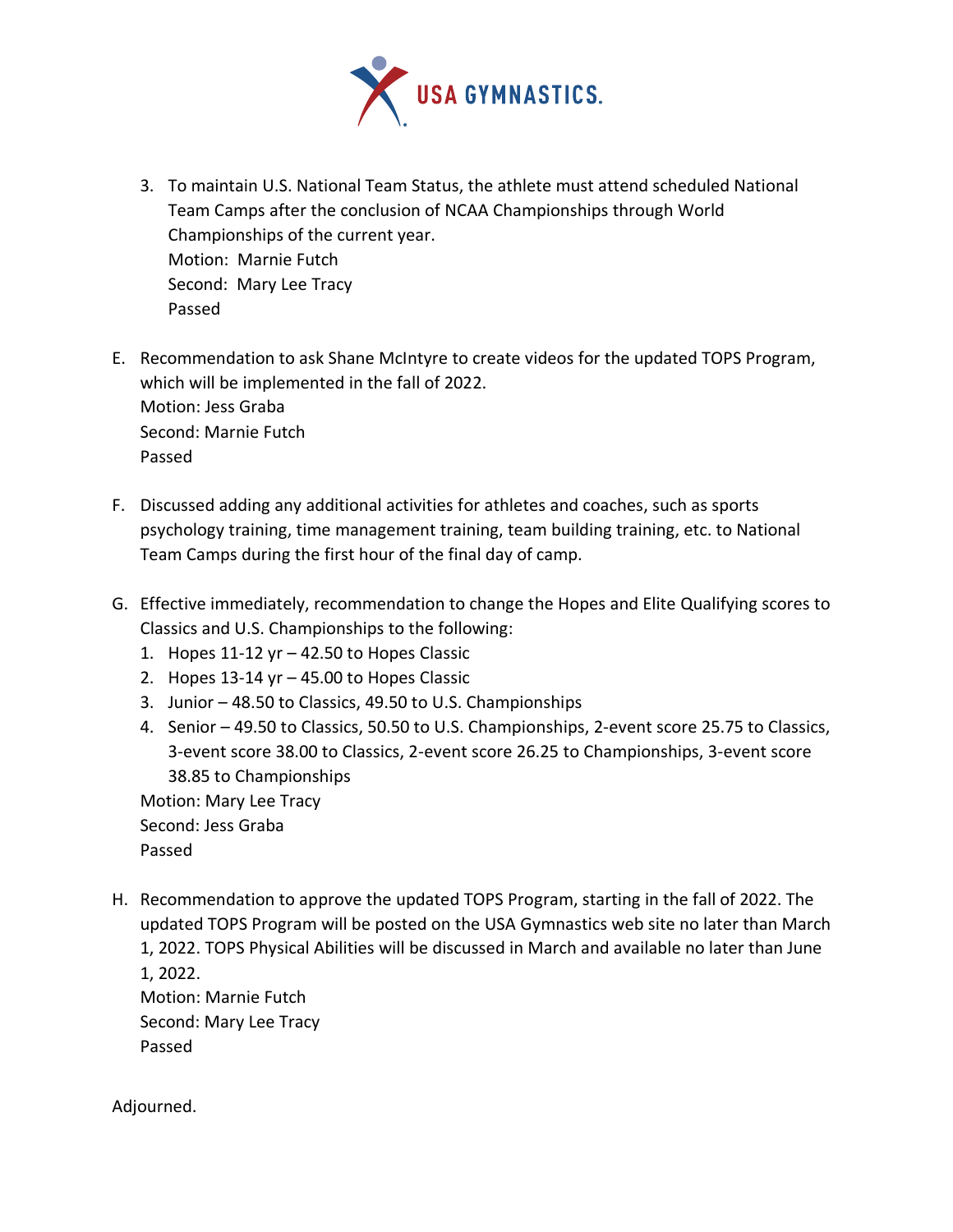3. To maintain U.S. National Team Status, the athlete must attend scheduled National Team Camps after the conclusion of NCAA Championships through World Championships of the current year.
   Motion: Marnie Futch
   Second: Mary Lee Tracy
   Passed

E. Recommendation to ask Shane McIntyre to create videos for the updated TOPS Program, which will be implemented in the fall of 2022.
   Motion: Jess Graba
   Second: Marnie Futch
   Passed

F. Discussed adding any additional activities for athletes and coaches, such as sports psychology training, time management training, team building training, etc. to National Team Camps during the first hour of the final day of camp.

G. Effective immediately, recommendation to change the Hopes and Elite Qualifying scores to Classics and U.S. Championships to the following:
   1. Hopes 11-12 yr – 42.50 to Hopes Classic
   2. Hopes 13-14 yr – 45.00 to Hopes Classic
   3. Junior – 48.50 to Classics, 49.50 to U.S. Championships
   4. Senior – 49.50 to Classics, 50.50 to U.S. Championships, 2-event score 25.75 to Classics, 3-event score 38.00 to Classics, 2-event score 26.25 to Championships, 3-event score 38.85 to Championships

   Motion: Mary Lee Tracy
   Second: Jess Graba
   Passed

H. Recommendation to approve the updated TOPS Program, starting in the fall of 2022. The updated TOPS Program will be posted on the USA Gymnastics web site no later than March 1, 2022. TOPS Physical Abilities will be discussed in March and available no later than June 1, 2022.
   Motion: Marnie Futch
   Second: Mary Lee Tracy
   Passed

Adjourned.